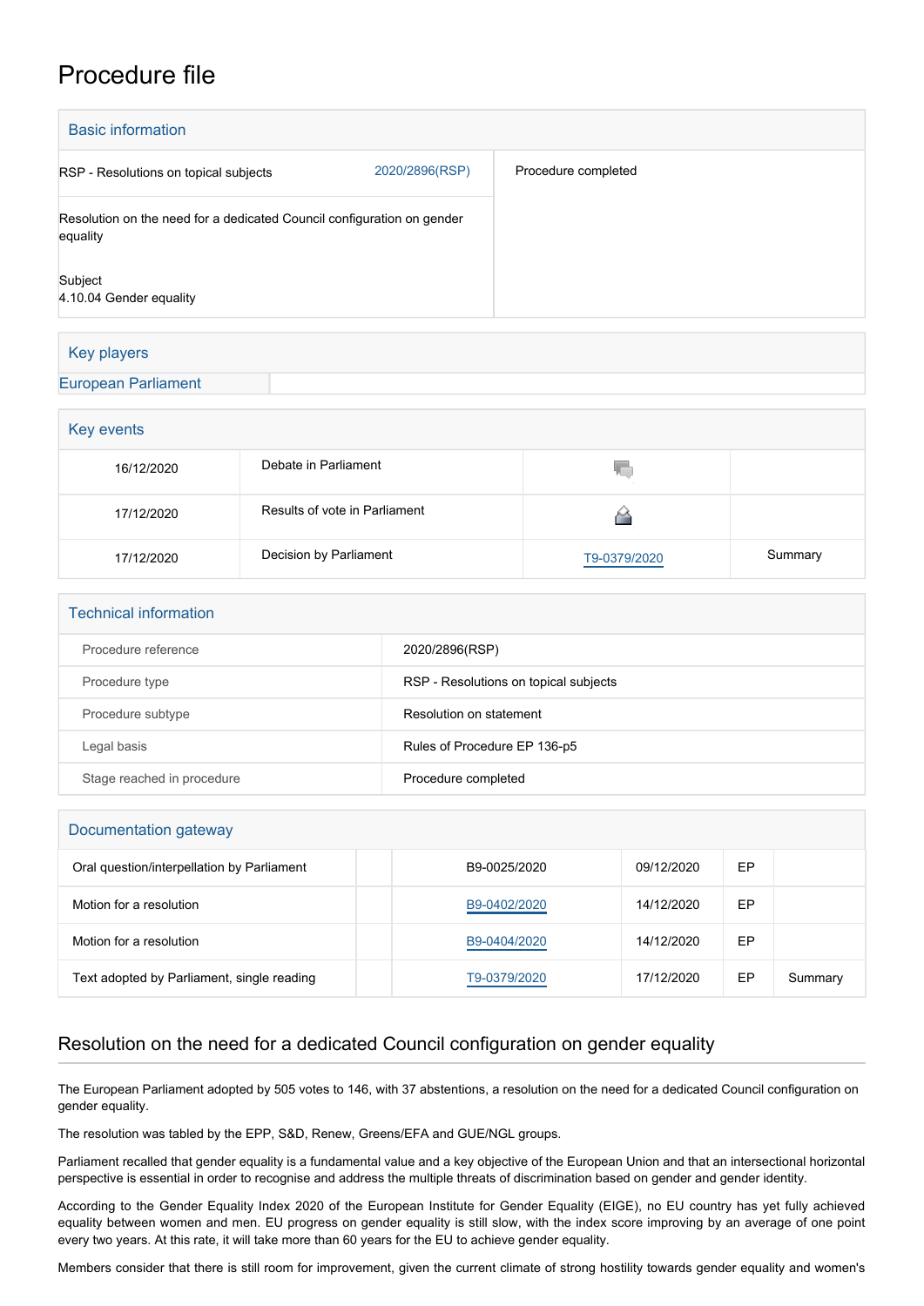# Procedure file

## Basic information

| | | |
|---|---|---|
| RSP - Resolutions on topical subjects | 2020/2896(RSP) | Procedure completed |
| Resolution on the need for a dedicated Council configuration on gender equality<br><br>Subject<br>4.10.04 Gender equality | | |

## Key players

| | |
|---|---|
| European Parliament | |

## Key events

| | | | |
|---|---|---|---|
| 16/12/2020 | Debate in Parliament | | |
| 17/12/2020 | Results of vote in Parliament | | |
| 17/12/2020 | Decision by Parliament | T9-0379/2020 | Summary |

## Technical information

| | |
|---|---|
| Procedure reference | 2020/2896(RSP) |
| Procedure type | RSP - Resolutions on topical subjects |
| Procedure subtype | Resolution on statement |
| Legal basis | Rules of Procedure EP 136-p5 |
| Stage reached in procedure | Procedure completed |

## Documentation gateway

| | | | | | |
|---|---|---|---|---|---|
| Oral question/interpellation by Parliament | | B9-0025/2020 | 09/12/2020 | EP | |
| Motion for a resolution | | B9-0402/2020 | 14/12/2020 | EP | |
| Motion for a resolution | | B9-0404/2020 | 14/12/2020 | EP | |
| Text adopted by Parliament, single reading | | T9-0379/2020 | 17/12/2020 | EP | Summary |

## Resolution on the need for a dedicated Council configuration on gender equality

The European Parliament adopted by 505 votes to 146, with 37 abstentions, a resolution on the need for a dedicated Council configuration on gender equality.

The resolution was tabled by the EPP, S&D, Renew, Greens/EFA and GUE/NGL groups.

Parliament recalled that gender equality is a fundamental value and a key objective of the European Union and that an intersectional horizontal perspective is essential in order to recognise and address the multiple threats of discrimination based on gender and gender identity.

According to the Gender Equality Index 2020 of the European Institute for Gender Equality (EIGE), no EU country has yet fully achieved equality between women and men. EU progress on gender equality is still slow, with the index score improving by an average of one point every two years. At this rate, it will take more than 60 years for the EU to achieve gender equality.

Members consider that there is still room for improvement, given the current climate of strong hostility towards gender equality and women's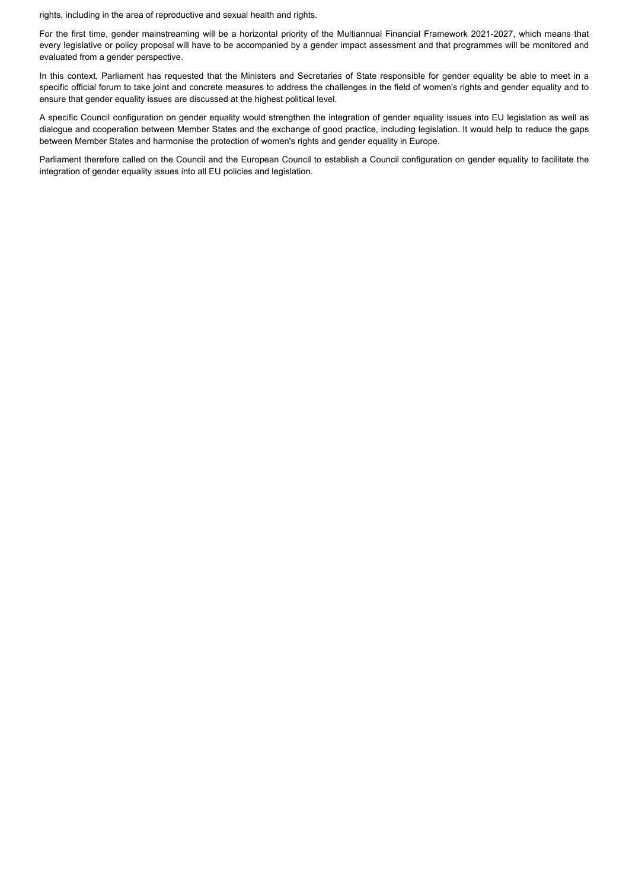rights, including in the area of reproductive and sexual health and rights.

For the first time, gender mainstreaming will be a horizontal priority of the Multiannual Financial Framework 2021-2027, which means that every legislative or policy proposal will have to be accompanied by a gender impact assessment and that programmes will be monitored and evaluated from a gender perspective.

In this context, Parliament has requested that the Ministers and Secretaries of State responsible for gender equality be able to meet in a specific official forum to take joint and concrete measures to address the challenges in the field of women's rights and gender equality and to ensure that gender equality issues are discussed at the highest political level.

A specific Council configuration on gender equality would strengthen the integration of gender equality issues into EU legislation as well as dialogue and cooperation between Member States and the exchange of good practice, including legislation. It would help to reduce the gaps between Member States and harmonise the protection of women's rights and gender equality in Europe.

Parliament therefore called on the Council and the European Council to establish a Council configuration on gender equality to facilitate the integration of gender equality issues into all EU policies and legislation.